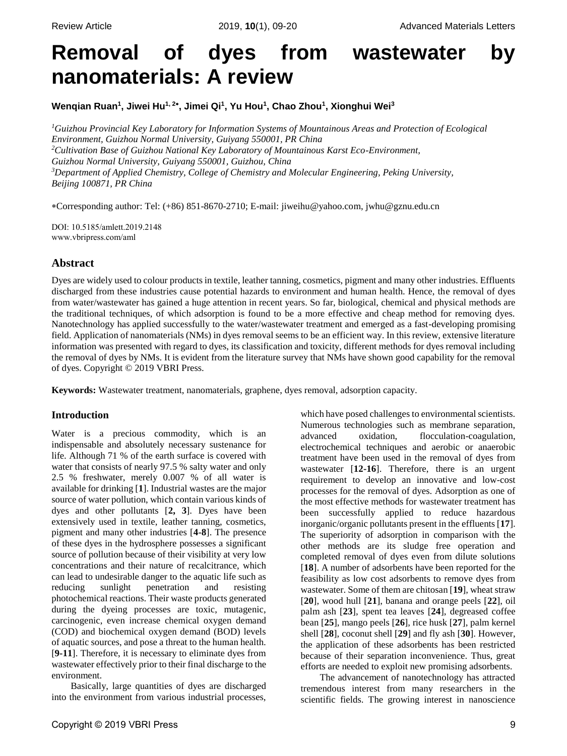# Removal of dyes from wastewater by nanomaterials: A review

**Wenqian Ruan[1], Jiwei Hu[1,2*], Jimei Qi[1], Yu Hou[1], Chao Zhou[1], Xionghui Wei[3]**

*[1]Guizhou Provincial Key Laboratory for Information Systems of Mountainous Areas and Protection of Ecological Environment, Guizhou Normal University, Guiyang 550001, PR China*
*[2]Cultivation Base of Guizhou National Key Laboratory of Mountainous Karst Eco-Environment, Guizhou Normal University, Guiyang 550001, Guizhou, China*
*[3]Department of Applied Chemistry, College of Chemistry and Molecular Engineering, Peking University, Beijing 100871, PR China*

*Corresponding author: Tel: (+86) 851-8670-2710; E-mail: jiweihu@yahoo.com, jwhu@gznu.edu.cn

DOI: 10.5185/amlett.2019.2148
www.vbripress.com/aml

## Abstract

Dyes are widely used to colour products in textile, leather tanning, cosmetics, pigment and many other industries. Effluents discharged from these industries cause potential hazards to environment and human health. Hence, the removal of dyes from water/wastewater has gained a huge attention in recent years. So far, biological, chemical and physical methods are the traditional techniques, of which adsorption is found to be a more effective and cheap method for removing dyes. Nanotechnology has applied successfully to the water/wastewater treatment and emerged as a fast-developing promising field. Application of nanomaterials (NMs) in dyes removal seems to be an efficient way. In this review, extensive literature information was presented with regard to dyes, its classification and toxicity, different methods for dyes removal including the removal of dyes by NMs. It is evident from the literature survey that NMs have shown good capability for the removal of dyes. Copyright © 2019 VBRI Press.

**Keywords:** Wastewater treatment, nanomaterials, graphene, dyes removal, adsorption capacity.

## Introduction

Water is a precious commodity, which is an indispensable and absolutely necessary sustenance for life. Although 71 % of the earth surface is covered with water that consists of nearly 97.5 % salty water and only 2.5 % freshwater, merely 0.007 % of all water is available for drinking [**1**]. Industrial wastes are the major source of water pollution, which contain various kinds of dyes and other pollutants [**2, 3**]. Dyes have been extensively used in textile, leather tanning, cosmetics, pigment and many other industries [**4-8**]. The presence of these dyes in the hydrosphere possesses a significant source of pollution because of their visibility at very low concentrations and their nature of recalcitrance, which can lead to undesirable danger to the aquatic life such as reducing sunlight penetration and resisting photochemical reactions. Their waste products generated during the dyeing processes are toxic, mutagenic, carcinogenic, even increase chemical oxygen demand (COD) and biochemical oxygen demand (BOD) levels of aquatic sources, and pose a threat to the human health. [**9-11**]. Therefore, it is necessary to eliminate dyes from wastewater effectively prior to their final discharge to the environment.

Basically, large quantities of dyes are discharged into the environment from various industrial processes, which have posed challenges to environmental scientists. Numerous technologies such as membrane separation, advanced oxidation, flocculation-coagulation, electrochemical techniques and aerobic or anaerobic treatment have been used in the removal of dyes from wastewater [**12-16**]. Therefore, there is an urgent requirement to develop an innovative and low-cost processes for the removal of dyes. Adsorption as one of the most effective methods for wastewater treatment has been successfully applied to reduce hazardous inorganic/organic pollutants present in the effluents [**17**]. The superiority of adsorption in comparison with the other methods are its sludge free operation and completed removal of dyes even from dilute solutions [**18**]. A number of adsorbents have been reported for the feasibility as low cost adsorbents to remove dyes from wastewater. Some of them are chitosan [**19**], wheat straw [**20**], wood hull [**21**], banana and orange peels [**22**], oil palm ash [**23**], spent tea leaves [**24**], degreased coffee bean [**25**], mango peels [**26**], rice husk [**27**], palm kernel shell [**28**], coconut shell [**29**] and fly ash [**30**]. However, the application of these adsorbents has been restricted because of their separation inconvenience. Thus, great efforts are needed to exploit new promising adsorbents.

The advancement of nanotechnology has attracted tremendous interest from many researchers in the scientific fields. The growing interest in nanoscience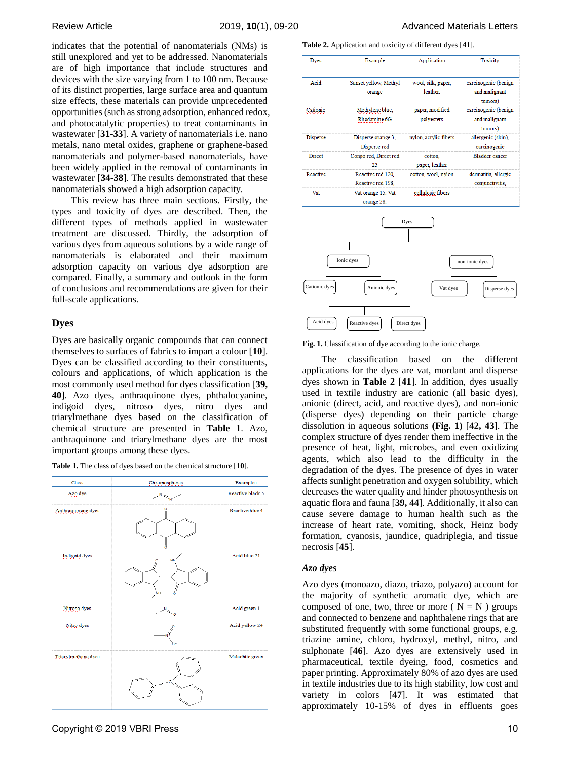indicates that the potential of nanomaterials (NMs) is still unexplored and yet to be addressed. Nanomaterials are of high importance that include structures and devices with the size varying from 1 to 100 nm. Because of its distinct properties, large surface area and quantum size effects, these materials can provide unprecedented opportunities (such as strong adsorption, enhanced redox, and photocatalytic properties) to treat contaminants in wastewater [**31-33**]. A variety of nanomaterials i.e. nano metals, nano metal oxides, graphene or graphene-based nanomaterials and polymer-based nanomaterials, have been widely applied in the removal of contaminants in wastewater [**34-38**]. The results demonstrated that these nanomaterials showed a high adsorption capacity.

This review has three main sections. Firstly, the types and toxicity of dyes are described. Then, the different types of methods applied in wastewater treatment are discussed. Thirdly, the adsorption of various dyes from aqueous solutions by a wide range of nanomaterials is elaborated and their maximum adsorption capacity on various dye adsorption are compared. Finally, a summary and outlook in the form of conclusions and recommendations are given for their full-scale applications.

## Dyes

Dyes are basically organic compounds that can connect themselves to surfaces of fabrics to impart a colour [**10**]. Dyes can be classified according to their constituents, colours and applications, of which application is the most commonly used method for dyes classification [**39, 40**]. Azo dyes, anthraquinone dyes, phthalocyanine, indigoid dyes, nitroso dyes, nitro dyes and triarylmethane dyes based on the classification of chemical structure are presented in **Table 1**. Azo, anthraquinone and triarylmethane dyes are the most important groups among these dyes.

**Table 1.** The class of dyes based on the chemical structure [**10**].

| Class | Chromospheres | Examples |
|---|---|---|
| Azo dye | | Reactive black 5 |
| Anthraquinone dyes | | Reactive blue 4 |
| Indigoid dyes | | Acid blue 71 |
| Nitroso dyes | | Acid green 1 |
| Nitro dyes | | Acid yellow 24 |
| Triarylmethane dyes | | Malachite green |

**Table 2.** Application and toxicity of different dyes [**41**].

| Dyes | Example | Application | Toxicity |
|---|---|---|---|
| Acid | Sunset yellow, Methyl orange | wool, silk, paper, leather. | carcinogenic (benign and malignant tumors) |
| Cationic | Methylene blue, Rhodamine 6G | paper, modified polyesters | carcinogenic (benign and malignant tumors) |
| Disperse | Disperse orange 3, Disperse red | nylon, acrylic fibers | allergenic (skin), carcinogenic |
| Direct | Congo red, Direct red 23 | cotton, paper, leather | Bladder cancer |
| Reactive | Reactive red 120, Reactive red 198, | cotton, wool, nylon | dermatitis, allergic conjunctivitis, |
| Vat | Vat orange 15, Vat orange 28, | cellulosic fibers | – |

**Fig. 1.** Classification of dye according to the ionic charge.

The classification based on the different applications for the dyes are vat, mordant and disperse dyes shown in **Table 2** [**41**]. In addition, dyes usually used in textile industry are cationic (all basic dyes), anionic (direct, acid, and reactive dyes), and non-ionic (disperse dyes) depending on their particle charge dissolution in aqueous solutions **(Fig. 1)** [**42, 43**]. The complex structure of dyes render them ineffective in the presence of heat, light, microbes, and even oxidizing agents, which also lead to the difficulty in the degradation of the dyes. The presence of dyes in water affects sunlight penetration and oxygen solubility, which decreases the water quality and hinder photosynthesis on aquatic flora and fauna [**39, 44**]. Additionally, it also can cause severe damage to human health such as the increase of heart rate, vomiting, shock, Heinz body formation, cyanosis, jaundice, quadriplegia, and tissue necrosis [**45**].

### *Azo dyes*

Azo dyes (monoazo, diazo, triazo, polyazo) account for the majority of synthetic aromatic dye, which are composed of one, two, three or more ( N = N ) groups and connected to benzene and naphthalene rings that are substituted frequently with some functional groups, e.g. triazine amine, chloro, hydroxyl, methyl, nitro, and sulphonate [**46**]. Azo dyes are extensively used in pharmaceutical, textile dyeing, food, cosmetics and paper printing. Approximately 80% of azo dyes are used in textile industries due to its high stability, low cost and variety in colors [**47**]. It was estimated that approximately 10-15% of dyes in effluents goes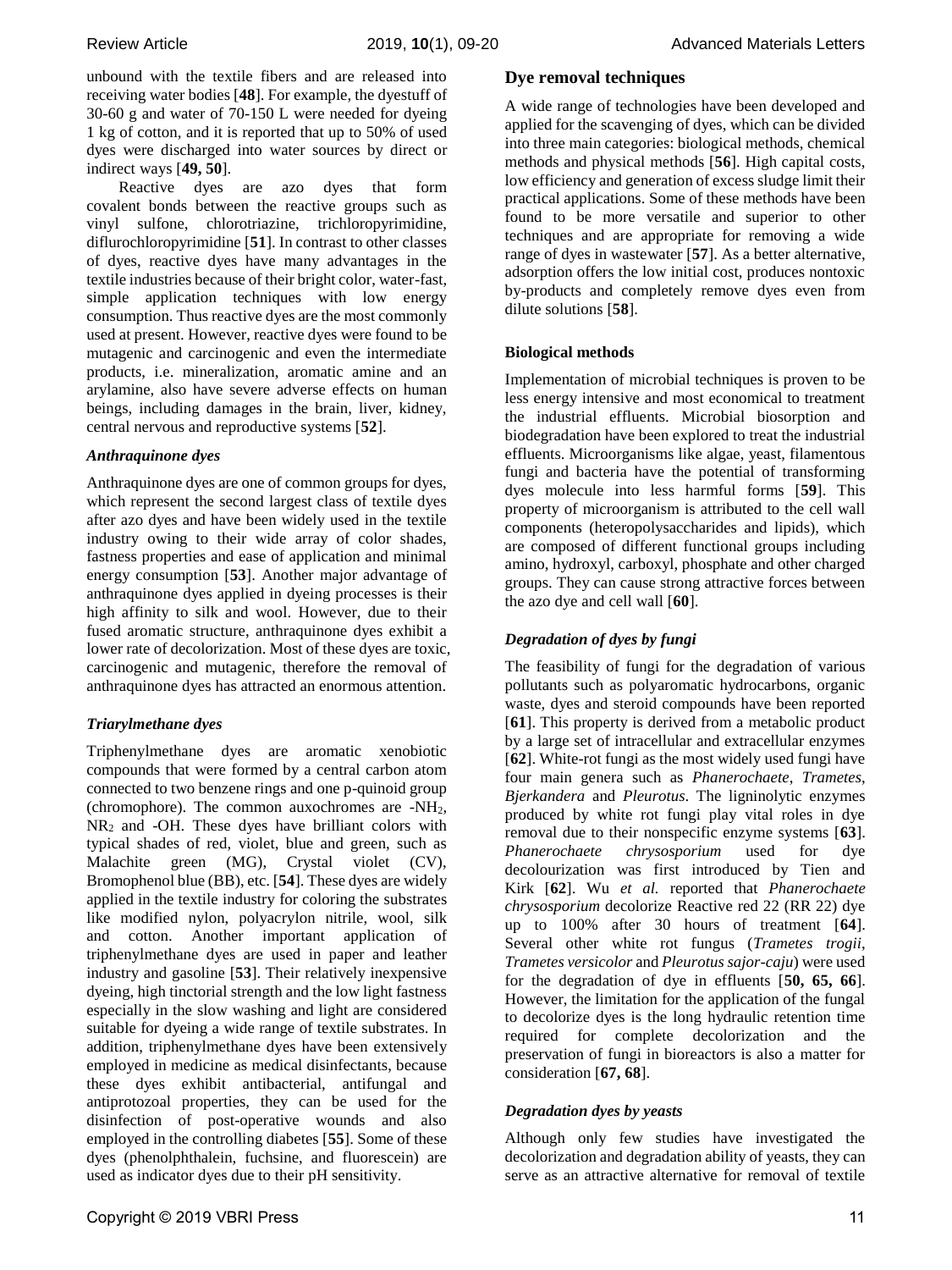unbound with the textile fibers and are released into receiving water bodies [**48**]. For example, the dyestuff of 30-60 g and water of 70-150 L were needed for dyeing 1 kg of cotton, and it is reported that up to 50% of used dyes were discharged into water sources by direct or indirect ways [**49, 50**].

Reactive dyes are azo dyes that form covalent bonds between the reactive groups such as vinyl sulfone, chlorotriazine, trichloropyrimidine, diflurochloropyrimidine [**51**]. In contrast to other classes of dyes, reactive dyes have many advantages in the textile industries because of their bright color, water-fast, simple application techniques with low energy consumption. Thus reactive dyes are the most commonly used at present. However, reactive dyes were found to be mutagenic and carcinogenic and even the intermediate products, i.e. mineralization, aromatic amine and an arylamine, also have severe adverse effects on human beings, including damages in the brain, liver, kidney, central nervous and reproductive systems [**52**].

### *Anthraquinone dyes*

Anthraquinone dyes are one of common groups for dyes, which represent the second largest class of textile dyes after azo dyes and have been widely used in the textile industry owing to their wide array of color shades, fastness properties and ease of application and minimal energy consumption [**53**]. Another major advantage of anthraquinone dyes applied in dyeing processes is their high affinity to silk and wool. However, due to their fused aromatic structure, anthraquinone dyes exhibit a lower rate of decolorization. Most of these dyes are toxic, carcinogenic and mutagenic, therefore the removal of anthraquinone dyes has attracted an enormous attention.

### *Triarylmethane dyes*

Triphenylmethane dyes are aromatic xenobiotic compounds that were formed by a central carbon atom connected to two benzene rings and one p-quinoid group (chromophore). The common auxochromes are -$NH_2$, $NR_2$ and -OH. These dyes have brilliant colors with typical shades of red, violet, blue and green, such as Malachite green (MG), Crystal violet (CV), Bromophenol blue (BB), etc. [**54**]. These dyes are widely applied in the textile industry for coloring the substrates like modified nylon, polyacrylon nitrile, wool, silk and cotton. Another important application of triphenylmethane dyes are used in paper and leather industry and gasoline [**53**]. Their relatively inexpensive dyeing, high tinctorial strength and the low light fastness especially in the slow washing and light are considered suitable for dyeing a wide range of textile substrates. In addition, triphenylmethane dyes have been extensively employed in medicine as medical disinfectants, because these dyes exhibit antibacterial, antifungal and antiprotozoal properties, they can be used for the disinfection of post-operative wounds and also employed in the controlling diabetes [**55**]. Some of these dyes (phenolphthalein, fuchsine, and fluorescein) are used as indicator dyes due to their pH sensitivity.

## Dye removal techniques

A wide range of technologies have been developed and applied for the scavenging of dyes, which can be divided into three main categories: biological methods, chemical methods and physical methods [**56**]. High capital costs, low efficiency and generation of excess sludge limit their practical applications. Some of these methods have been found to be more versatile and superior to other techniques and are appropriate for removing a wide range of dyes in wastewater [**57**]. As a better alternative, adsorption offers the low initial cost, produces nontoxic by-products and completely remove dyes even from dilute solutions [**58**].

### Biological methods

Implementation of microbial techniques is proven to be less energy intensive and most economical to treatment the industrial effluents. Microbial biosorption and biodegradation have been explored to treat the industrial effluents. Microorganisms like algae, yeast, filamentous fungi and bacteria have the potential of transforming dyes molecule into less harmful forms [**59**]. This property of microorganism is attributed to the cell wall components (heteropolysaccharides and lipids), which are composed of different functional groups including amino, hydroxyl, carboxyl, phosphate and other charged groups. They can cause strong attractive forces between the azo dye and cell wall [**60**].

### *Degradation of dyes by fungi*

The feasibility of fungi for the degradation of various pollutants such as polyaromatic hydrocarbons, organic waste, dyes and steroid compounds have been reported [**61**]. This property is derived from a metabolic product by a large set of intracellular and extracellular enzymes [**62**]. White-rot fungi as the most widely used fungi have four main genera such as *Phanerochaete*, *Trametes*, *Bjerkandera* and *Pleurotus*. The ligninolytic enzymes produced by white rot fungi play vital roles in dye removal due to their nonspecific enzyme systems [**63**]. *Phanerochaete chrysosporium* used for dye decolourization was first introduced by Tien and Kirk [**62**]. Wu *et al.* reported that *Phanerochaete chrysosporium* decolorize Reactive red 22 (RR 22) dye up to 100% after 30 hours of treatment [**64**]. Several other white rot fungus (*Trametes trogii*, *Trametes versicolor* and *Pleurotus sajor-caju*) were used for the degradation of dye in effluents [**50, 65, 66**]. However, the limitation for the application of the fungal to decolorize dyes is the long hydraulic retention time required for complete decolorization and the preservation of fungi in bioreactors is also a matter for consideration [**67, 68**].

### *Degradation dyes by yeasts*

Although only few studies have investigated the decolorization and degradation ability of yeasts, they can serve as an attractive alternative for removal of textile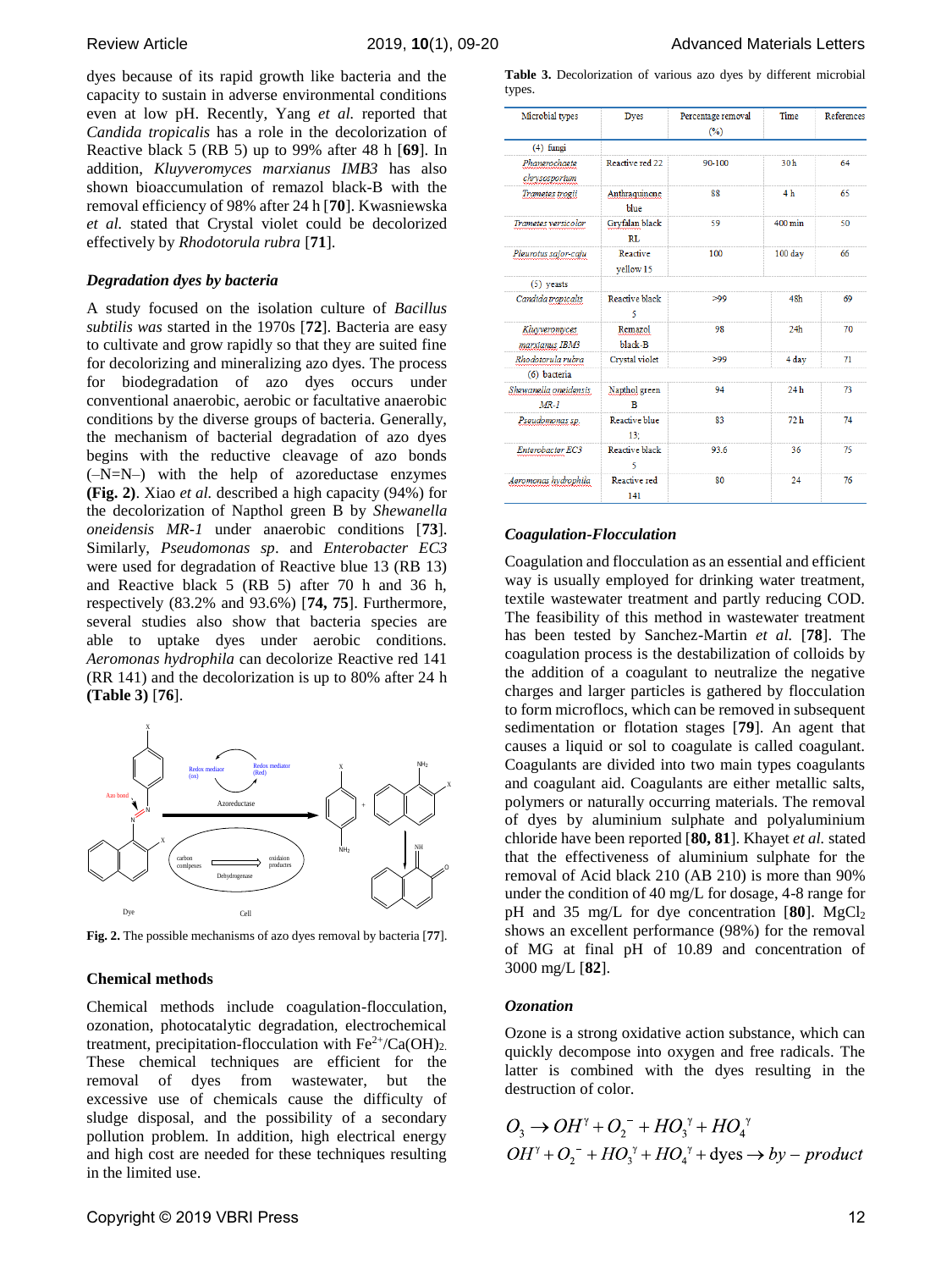dyes because of its rapid growth like bacteria and the capacity to sustain in adverse environmental conditions even at low pH. Recently, Yang *et al.* reported that *Candida tropicalis* has a role in the decolorization of Reactive black 5 (RB 5) up to 99% after 48 h [**69**]. In addition, *Kluyveromyces marxianus IMB3* has also shown bioaccumulation of remazol black-B with the removal efficiency of 98% after 24 h [**70**]. Kwasniewska *et al.* stated that Crystal violet could be decolorized effectively by *Rhodotorula rubra* [**71**].

### *Degradation dyes by bacteria*

A study focused on the isolation culture of *Bacillus subtilis was* started in the 1970s [**72**]. Bacteria are easy to cultivate and grow rapidly so that they are suited fine for decolorizing and mineralizing azo dyes. The process for biodegradation of azo dyes occurs under conventional anaerobic, aerobic or facultative anaerobic conditions by the diverse groups of bacteria. Generally, the mechanism of bacterial degradation of azo dyes begins with the reductive cleavage of azo bonds (–N=N–) with the help of azoreductase enzymes **(Fig. 2)**. Xiao *et al.* described a high capacity (94%) for the decolorization of Napthol green B by *Shewanella oneidensis MR-1* under anaerobic conditions [**73**]. Similarly, *Pseudomonas sp*. and *Enterobacter EC3* were used for degradation of Reactive blue 13 (RB 13) and Reactive black 5 (RB 5) after 70 h and 36 h, respectively (83.2% and 93.6%) [**74, 75**]. Furthermore, several studies also show that bacteria species are able to uptake dyes under aerobic conditions. *Aeromonas hydrophila* can decolorize Reactive red 141 (RR 141) and the decolorization is up to 80% after 24 h **(Table 3)** [**76**].

**Fig. 2.** The possible mechanisms of azo dyes removal by bacteria [**77**].

## Chemical methods

Chemical methods include coagulation-flocculation, ozonation, photocatalytic degradation, electrochemical treatment, precipitation-flocculation with $Fe^{2+}/Ca(OH)_2$. These chemical techniques are efficient for the removal of dyes from wastewater, but the excessive use of chemicals cause the difficulty of sludge disposal, and the possibility of a secondary pollution problem. In addition, high electrical energy and high cost are needed for these techniques resulting in the limited use.

**Table 3.** Decolorization of various azo dyes by different microbial types.

| Microbial types | Dyes | Percentage removal (%) | Time | References |
|---|---|---|---|---|
| (4) fungi | | | | |
| *Phanerochaete chrysosporium* | Reactive red 22 | 90-100 | 30 h | 64 |
| *Trametes trogii* | Anthraquinone blue | 88 | 4 h | 65 |
| *Trametes versicolor* | Gryfalan black RL | 59 | 400 min | 50 |
| *Pleurotus sajor-caju* | Reactive yellow 15 | 100 | 100 day | 66 |
| (5) yeasts | | | | |
| *Candida tropicalis* | Reactive black 5 | >99 | 48h | 69 |
| *Kluyveromyces marxianus IBM3* | Remazol black-B | 98 | 24h | 70 |
| *Rhodotorula rubra* | Crystal violet | >99 | 4 day | 71 |
| (6) bacteria | | | | |
| *Shewanella oneidensis MR-1* | Napthol green B | 94 | 24 h | 73 |
| *Pseudomonas sp.* | Reactive blue 13; | 83 | 72 h | 74 |
| *Enterobacter EC3* | Reactive black 5 | 93.6 | 36 | 75 |
| *Aeromonas hydrophila* | Reactive red 141 | 80 | 24 | 76 |

### *Coagulation-Flocculation*

Coagulation and flocculation as an essential and efficient way is usually employed for drinking water treatment, textile wastewater treatment and partly reducing COD. The feasibility of this method in wastewater treatment has been tested by Sanchez-Martin *et al.* [**78**]. The coagulation process is the destabilization of colloids by the addition of a coagulant to neutralize the negative charges and larger particles is gathered by flocculation to form microflocs, which can be removed in subsequent sedimentation or flotation stages [**79**]. An agent that causes a liquid or sol to coagulate is called coagulant. Coagulants are divided into two main types coagulants and coagulant aid. Coagulants are either metallic salts, polymers or naturally occurring materials. The removal of dyes by aluminium sulphate and polyaluminium chloride have been reported [**80, 81**]. Khayet *et al.* stated that the effectiveness of aluminium sulphate for the removal of Acid black 210 (AB 210) is more than 90% under the condition of 40 mg/L for dosage, 4-8 range for pH and 35 mg/L for dye concentration [**80**]. $MgCl_2$ shows an excellent performance (98%) for the removal of MG at final pH of 10.89 and concentration of 3000 mg/L [**82**].

### *Ozonation*

Ozone is a strong oxidative action substance, which can quickly decompose into oxygen and free radicals. The latter is combined with the dyes resulting in the destruction of color.

$$O_3 \rightarrow OH^{\gamma} + O_2^{-} + HO_3^{\gamma} + HO_4^{\gamma}$$
$$OH^{\gamma} + O_2^{-} + HO_3^{\gamma} + HO_4^{\gamma} + \text{dyes} \rightarrow by - product$$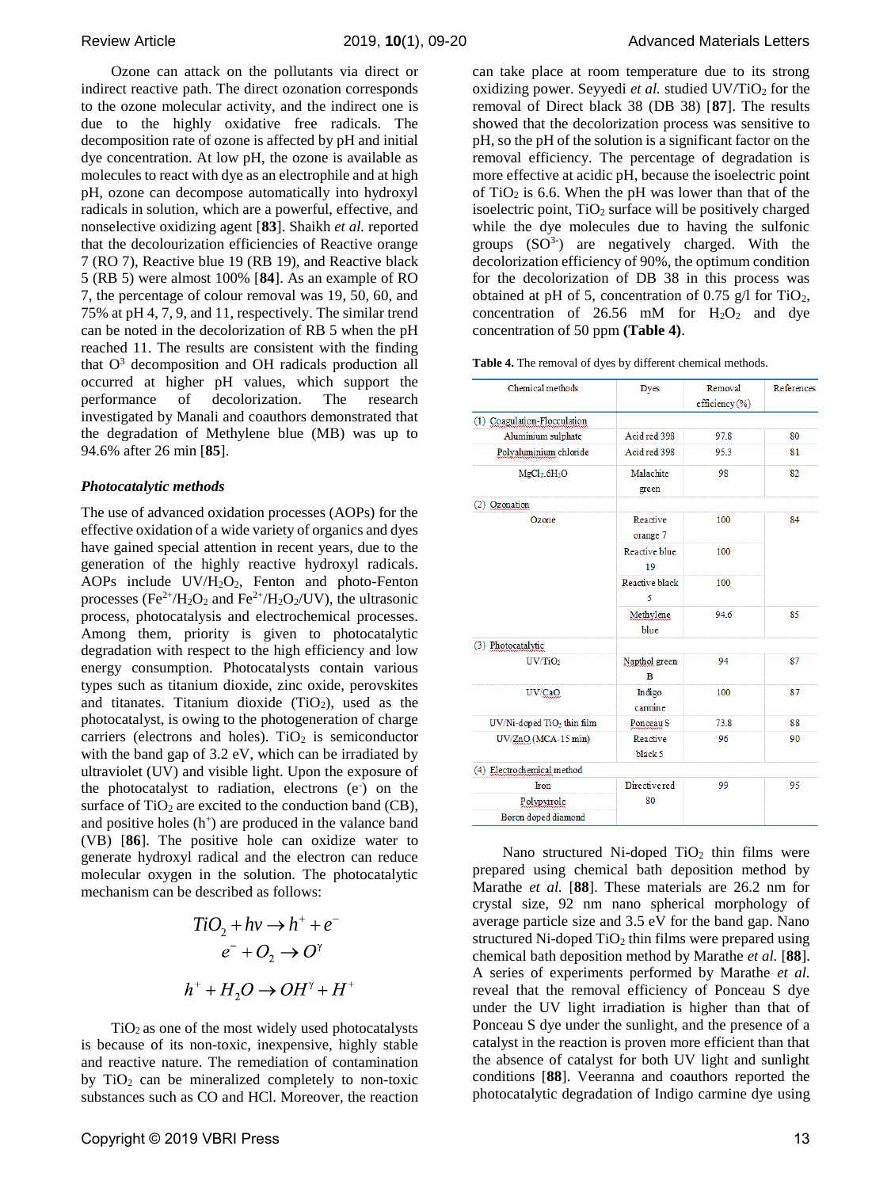Ozone can attack on the pollutants via direct or indirect reactive path. The direct ozonation corresponds to the ozone molecular activity, and the indirect one is due to the highly oxidative free radicals. The decomposition rate of ozone is affected by pH and initial dye concentration. At low pH, the ozone is available as molecules to react with dye as an electrophile and at high pH, ozone can decompose automatically into hydroxyl radicals in solution, which are a powerful, effective, and nonselective oxidizing agent [**83**]. Shaikh *et al.* reported that the decolourization efficiencies of Reactive orange 7 (RO 7), Reactive blue 19 (RB 19), and Reactive black 5 (RB 5) were almost 100% [**84**]. As an example of RO 7, the percentage of colour removal was 19, 50, 60, and 75% at pH 4, 7, 9, and 11, respectively. The similar trend can be noted in the decolorization of RB 5 when the pH reached 11. The results are consistent with the finding that $O^3$ decomposition and OH radicals production all occurred at higher pH values, which support the performance of decolorization. The research investigated by Manali and coauthors demonstrated that the degradation of Methylene blue (MB) was up to 94.6% after 26 min [**85**].

### *Photocatalytic methods*

The use of advanced oxidation processes (AOPs) for the effective oxidation of a wide variety of organics and dyes have gained special attention in recent years, due to the generation of the highly reactive hydroxyl radicals. AOPs include UV/$H_2O_2$, Fenton and photo-Fenton processes ($Fe^{2+}$/$H_2O_2$ and $Fe^{2+}$/$H_2O_2$/UV), the ultrasonic process, photocatalysis and electrochemical processes. Among them, priority is given to photocatalytic degradation with respect to the high efficiency and low energy consumption. Photocatalysts contain various types such as titanium dioxide, zinc oxide, perovskites and titanates. Titanium dioxide ($TiO_2$), used as the photocatalyst, is owing to the photogeneration of charge carriers (electrons and holes). $TiO_2$ is semiconductor with the band gap of 3.2 eV, which can be irradiated by ultraviolet (UV) and visible light. Upon the exposure of the photocatalyst to radiation, electrons ($e^-$) on the surface of $TiO_2$ are excited to the conduction band (CB), and positive holes ($h^+$) are produced in the valance band (VB) [**86**]. The positive hole can oxidize water to generate hydroxyl radical and the electron can reduce molecular oxygen in the solution. The photocatalytic mechanism can be described as follows:

$$TiO_2 + hv \rightarrow h^+ + e^-$$

$$e^- + O_2 \rightarrow O^\gamma$$

$$h^+ + H_2O \rightarrow OH^\gamma + H^+$$

$TiO_2$ as one of the most widely used photocatalysts is because of its non-toxic, inexpensive, highly stable and reactive nature. The remediation of contamination by $TiO_2$ can be mineralized completely to non-toxic substances such as CO and HCl. Moreover, the reaction can take place at room temperature due to its strong oxidizing power. Seyyedi *et al.* studied UV/$TiO_2$ for the removal of Direct black 38 (DB 38) [**87**]. The results showed that the decolorization process was sensitive to pH, so the pH of the solution is a significant factor on the removal efficiency. The percentage of degradation is more effective at acidic pH, because the isoelectric point of $TiO_2$ is 6.6. When the pH was lower than that of the isoelectric point, $TiO_2$ surface will be positively charged while the dye molecules due to having the sulfonic groups ($SO^{3-}$) are negatively charged. With the decolorization efficiency of 90%, the optimum condition for the decolorization of DB 38 in this process was obtained at pH of 5, concentration of 0.75 g/l for $TiO_2$, concentration of 26.56 mM for $H_2O_2$ and dye concentration of 50 ppm **(Table 4)**.

**Table 4.** The removal of dyes by different chemical methods.

| Chemical methods | Dyes | Removal efficiency (%) | References |
|---|---|---|---|
| (1) Coagulation-Flocculation | | | |
| Aluminium sulphate | Acid red 398 | 97.8 | 80 |
| Polyaluminium chloride | Acid red 398 | 95.3 | 81 |
| $MgCl_2.6H_2O$ | Malachite green | 98 | 82 |
| (2) Ozonation | | | |
| Ozone | Reactive orange 7 | 100 | 84 |
| | Reactive blue 19 | 100 | |
| | Reactive black 5 | 100 | |
| | Methylene blue | 94.6 | 85 |
| (3) Photocatalytic | | | |
| UV/$TiO_2$ | Napthol green B | 94 | 87 |
| UV/CaO | Indigo carmine | 100 | 87 |
| UV/Ni-doped $TiO_2$ thin film | Ponceau S | 73.8 | 88 |
| UV/ZnO (MCA-15 min) | Reactive black 5 | 96 | 90 |
| (4) Electrochemical method | | | |
| Iron | Directive red 80 | 99 | 95 |
| Polypyrrole | | | |
| Boron doped diamond | | | |

Nano structured Ni-doped $TiO_2$ thin films were prepared using chemical bath deposition method by Marathe *et al.* [**88**]. These materials are 26.2 nm for crystal size, 92 nm nano spherical morphology of average particle size and 3.5 eV for the band gap. Nano structured Ni-doped $TiO_2$ thin films were prepared using chemical bath deposition method by Marathe *et al.* [**88**]. A series of experiments performed by Marathe *et al.* reveal that the removal efficiency of Ponceau S dye under the UV light irradiation is higher than that of Ponceau S dye under the sunlight, and the presence of a catalyst in the reaction is proven more efficient than that the absence of catalyst for both UV light and sunlight conditions [**88**]. Veeranna and coauthors reported the photocatalytic degradation of Indigo carmine dye using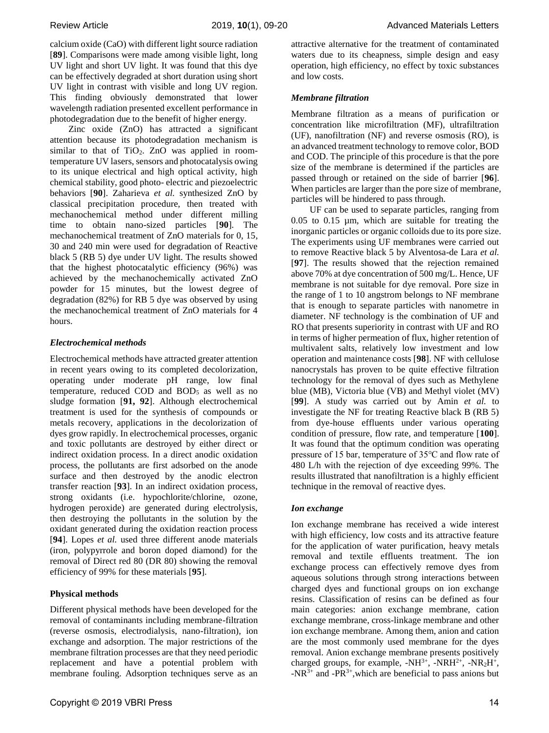calcium oxide (CaO) with different light source radiation [**89**]. Comparisons were made among visible light, long UV light and short UV light. It was found that this dye can be effectively degraded at short duration using short UV light in contrast with visible and long UV region. This finding obviously demonstrated that lower wavelength radiation presented excellent performance in photodegradation due to the benefit of higher energy.

Zinc oxide (ZnO) has attracted a significant attention because its photodegradation mechanism is similar to that of $TiO_2$. ZnO was applied in room-temperature UV lasers, sensors and photocatalysis owing to its unique electrical and high optical activity, high chemical stability, good photo- electric and piezoelectric behaviors [**90**]. Zaharieva *et al.* synthesized ZnO by classical precipitation procedure, then treated with mechanochemical method under different milling time to obtain nano-sized particles [**90**]. The mechanochemical treatment of ZnO materials for 0, 15, 30 and 240 min were used for degradation of Reactive black 5 (RB 5) dye under UV light. The results showed that the highest photocatalytic efficiency (96%) was achieved by the mechanochemically activated ZnO powder for 15 minutes, but the lowest degree of degradation (82%) for RB 5 dye was observed by using the mechanochemical treatment of ZnO materials for 4 hours.

### *Electrochemical methods*

Electrochemical methods have attracted greater attention in recent years owing to its completed decolorization, operating under moderate pH range, low final temperature, reduced COD and $BOD_5$ as well as no sludge formation [**91, 92**]. Although electrochemical treatment is used for the synthesis of compounds or metals recovery, applications in the decolorization of dyes grow rapidly. In electrochemical processes, organic and toxic pollutants are destroyed by either direct or indirect oxidation process. In a direct anodic oxidation process, the pollutants are first adsorbed on the anode surface and then destroyed by the anodic electron transfer reaction [**93**]. In an indirect oxidation process, strong oxidants (i.e. hypochlorite/chlorine, ozone, hydrogen peroxide) are generated during electrolysis, then destroying the pollutants in the solution by the oxidant generated during the oxidation reaction process [**94**]. Lopes *et al.* used three different anode materials (iron, polypyrrole and boron doped diamond) for the removal of Direct red 80 (DR 80) showing the removal efficiency of 99% for these materials [**95**].

## **Physical methods**

Different physical methods have been developed for the removal of contaminants including membrane-filtration (reverse osmosis, electrodialysis, nano-filtration), ion exchange and adsorption. The major restrictions of the membrane filtration processes are that they need periodic replacement and have a potential problem with membrane fouling. Adsorption techniques serve as an attractive alternative for the treatment of contaminated waters due to its cheapness, simple design and easy operation, high efficiency, no effect by toxic substances and low costs.

### *Membrane filtration*

Membrane filtration as a means of purification or concentration like microfiltration (MF), ultrafiltration (UF), nanofiltration (NF) and reverse osmosis (RO), is an advanced treatment technology to remove color, BOD and COD. The principle of this procedure is that the pore size of the membrane is determined if the particles are passed through or retained on the side of barrier [**96**]. When particles are larger than the pore size of membrane, particles will be hindered to pass through.

UF can be used to separate particles, ranging from 0.05 to 0.15 µm, which are suitable for treating the inorganic particles or organic colloids due to its pore size. The experiments using UF membranes were carried out to remove Reactive black 5 by Alventosa-de Lara *et al.* [**97**]. The results showed that the rejection remained above 70% at dye concentration of 500 mg/L. Hence, UF membrane is not suitable for dye removal. Pore size in the range of 1 to 10 angstrom belongs to NF membrane that is enough to separate particles with nanometre in diameter. NF technology is the combination of UF and RO that presents superiority in contrast with UF and RO in terms of higher permeation of flux, higher retention of multivalent salts, relatively low investment and low operation and maintenance costs [**98**]. NF with cellulose nanocrystals has proven to be quite effective filtration technology for the removal of dyes such as Methylene blue (MB), Victoria blue (VB) and Methyl violet (MV) [**99**]. A study was carried out by Amin *et al.* to investigate the NF for treating Reactive black B (RB 5) from dye-house effluents under various operating condition of pressure, flow rate, and temperature [**100**]. It was found that the optimum condition was operating pressure of 15 bar, temperature of 35°C and flow rate of 480 L/h with the rejection of dye exceeding 99%. The results illustrated that nanofiltration is a highly efficient technique in the removal of reactive dyes.

### *Ion exchange*

Ion exchange membrane has received a wide interest with high efficiency, low costs and its attractive feature for the application of water purification, heavy metals removal and textile effluents treatment. The ion exchange process can effectively remove dyes from aqueous solutions through strong interactions between charged dyes and functional groups on ion exchange resins. Classification of resins can be defined as four main categories: anion exchange membrane, cation exchange membrane, cross-linkage membrane and other ion exchange membrane. Among them, anion and cation are the most commonly used membrane for the dyes removal. Anion exchange membrane presents positively charged groups, for example, $-NH^{3+}$, $-NRH^{2+}$, $-NR_2H^+$, $-NR^{3+}$ and $-PR^{3+}$,which are beneficial to pass anions but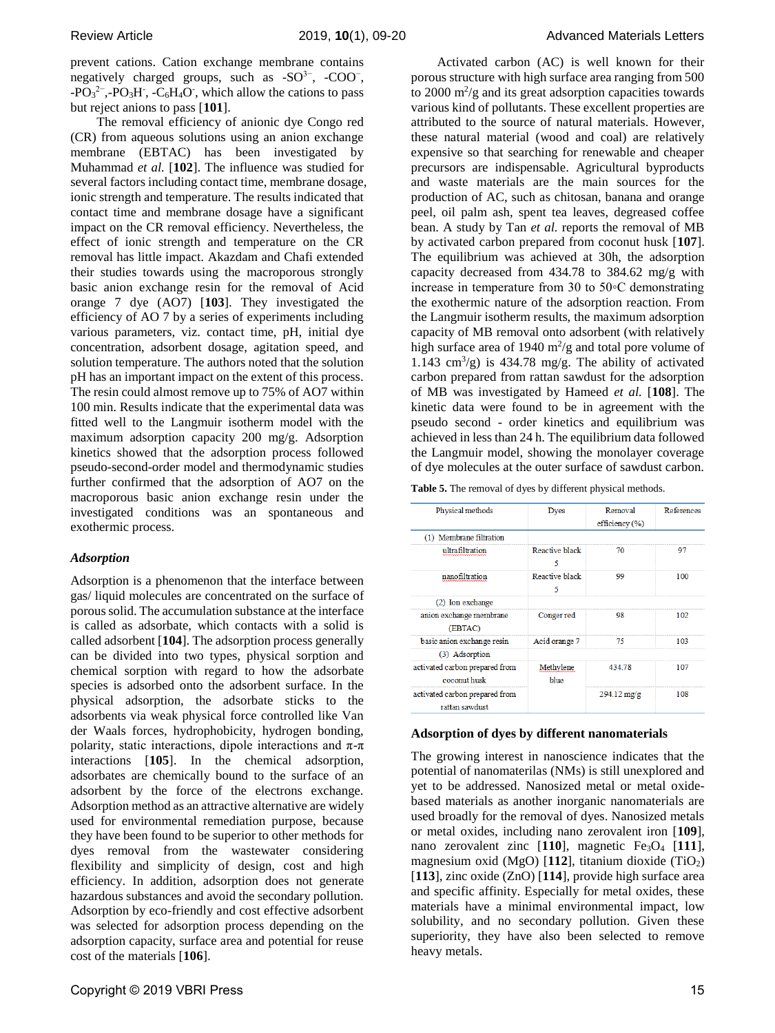prevent cations. Cation exchange membrane contains negatively charged groups, such as $-SO^{3-}$, $-COO^{-}$, $-PO_3^{2-}$, $-PO_3H^{-}$, $-C_6H_4O^{-}$, which allow the cations to pass but reject anions to pass [**101**].

The removal efficiency of anionic dye Congo red (CR) from aqueous solutions using an anion exchange membrane (EBTAC) has been investigated by Muhammad *et al.* [**102**]. The influence was studied for several factors including contact time, membrane dosage, ionic strength and temperature. The results indicated that contact time and membrane dosage have a significant impact on the CR removal efficiency. Nevertheless, the effect of ionic strength and temperature on the CR removal has little impact. Akazdam and Chafi extended their studies towards using the macroporous strongly basic anion exchange resin for the removal of Acid orange 7 dye (AO7) [**103**]. They investigated the efficiency of AO 7 by a series of experiments including various parameters, viz. contact time, pH, initial dye concentration, adsorbent dosage, agitation speed, and solution temperature. The authors noted that the solution pH has an important impact on the extent of this process. The resin could almost remove up to 75% of AO7 within 100 min. Results indicate that the experimental data was fitted well to the Langmuir isotherm model with the maximum adsorption capacity 200 mg/g. Adsorption kinetics showed that the adsorption process followed pseudo-second-order model and thermodynamic studies further confirmed that the adsorption of AO7 on the macroporous basic anion exchange resin under the investigated conditions was an spontaneous and exothermic process.

### *Adsorption*

Adsorption is a phenomenon that the interface between gas/ liquid molecules are concentrated on the surface of porous solid. The accumulation substance at the interface is called as adsorbate, which contacts with a solid is called adsorbent [**104**]. The adsorption process generally can be divided into two types, physical sorption and chemical sorption with regard to how the adsorbate species is adsorbed onto the adsorbent surface. In the physical adsorption, the adsorbate sticks to the adsorbents via weak physical force controlled like Van der Waals forces, hydrophobicity, hydrogen bonding, polarity, static interactions, dipole interactions and π-π interactions [**105**]. In the chemical adsorption, adsorbates are chemically bound to the surface of an adsorbent by the force of the electrons exchange. Adsorption method as an attractive alternative are widely used for environmental remediation purpose, because they have been found to be superior to other methods for dyes removal from the wastewater considering flexibility and simplicity of design, cost and high efficiency. In addition, adsorption does not generate hazardous substances and avoid the secondary pollution. Adsorption by eco-friendly and cost effective adsorbent was selected for adsorption process depending on the adsorption capacity, surface area and potential for reuse cost of the materials [**106**].

Activated carbon (AC) is well known for their porous structure with high surface area ranging from 500 to 2000 $m^2/g$ and its great adsorption capacities towards various kind of pollutants. These excellent properties are attributed to the source of natural materials. However, these natural material (wood and coal) are relatively expensive so that searching for renewable and cheaper precursors are indispensable. Agricultural byproducts and waste materials are the main sources for the production of AC, such as chitosan, banana and orange peel, oil palm ash, spent tea leaves, degreased coffee bean. A study by Tan *et al.* reports the removal of MB by activated carbon prepared from coconut husk [**107**]. The equilibrium was achieved at 30h, the adsorption capacity decreased from 434.78 to 384.62 mg/g with increase in temperature from 30 to 50◦C demonstrating the exothermic nature of the adsorption reaction. From the Langmuir isotherm results, the maximum adsorption capacity of MB removal onto adsorbent (with relatively high surface area of 1940 $m^2/g$ and total pore volume of 1.143 $cm^3/g$) is 434.78 mg/g. The ability of activated carbon prepared from rattan sawdust for the adsorption of MB was investigated by Hameed *et al.* [**108**]. The kinetic data were found to be in agreement with the pseudo second - order kinetics and equilibrium was achieved in less than 24 h. The equilibrium data followed the Langmuir model, showing the monolayer coverage of dye molecules at the outer surface of sawdust carbon.

**Table 5.** The removal of dyes by different physical methods.

| Physical methods | Dyes | Removal efficiency (%) | References |
|---|---|---|---|
| (1) Membrane filtration | | | |
| ultrafiltration | Reactive black 5 | 70 | 97 |
| nanofiltration | Reactive black 5 | 99 | 100 |
| (2) Ion exchange | | | |
| anion exchange membrane (EBTAC) | Conger red | 98 | 102 |
| basic anion exchange resin | Acid orange 7 | 75 | 103 |
| (3) Adsorption | | | |
| activated carbon prepared from coconut husk | Methylene blue | 434.78 | 107 |
| activated carbon prepared from rattan sawdust | | 294.12 mg/g | 108 |

## Adsorption of dyes by different nanomaterials

The growing interest in nanoscience indicates that the potential of nanomaterilas (NMs) is still unexplored and yet to be addressed. Nanosized metal or metal oxide-based materials as another inorganic nanomaterials are used broadly for the removal of dyes. Nanosized metals or metal oxides, including nano zerovalent iron [**109**], nano zerovalent zinc [**110**], magnetic $Fe_3O_4$ [**111**], magnesium oxid (MgO) [**112**], titanium dioxide ($TiO_2$) [**113**], zinc oxide (ZnO) [**114**], provide high surface area and specific affinity. Especially for metal oxides, these materials have a minimal environmental impact, low solubility, and no secondary pollution. Given these superiority, they have also been selected to remove heavy metals.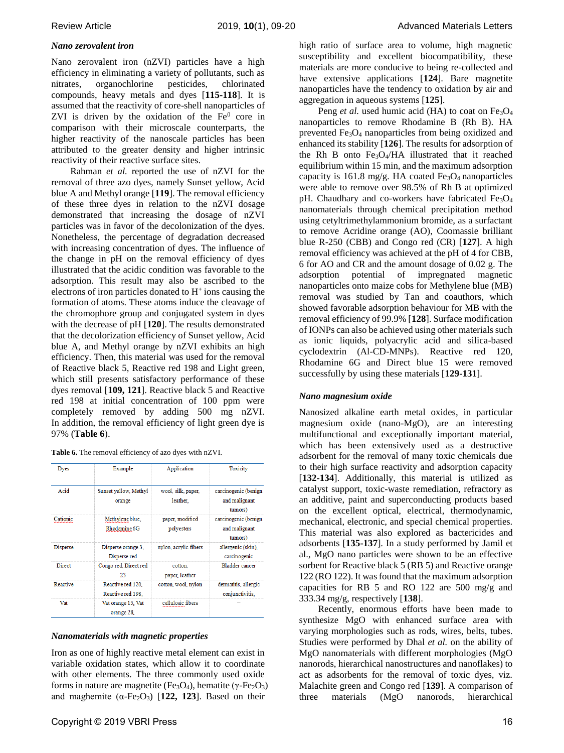### *Nano zerovalent iron*

Nano zerovalent iron (nZVI) particles have a high efficiency in eliminating a variety of pollutants, such as nitrates, organochlorine pesticides, chlorinated compounds, heavy metals and dyes [**115-118**]. It is assumed that the reactivity of core-shell nanoparticles of ZVI is driven by the oxidation of the $Fe^0$ core in comparison with their microscale counterparts, the higher reactivity of the nanoscale particles has been attributed to the greater density and higher intrinsic reactivity of their reactive surface sites.

Rahman *et al.* reported the use of nZVI for the removal of three azo dyes, namely Sunset yellow, Acid blue A and Methyl orange [**119**]. The removal efficiency of these three dyes in relation to the nZVI dosage demonstrated that increasing the dosage of nZVI particles was in favor of the decolonization of the dyes. Nonetheless, the percentage of degradation decreased with increasing concentration of dyes. The influence of the change in pH on the removal efficiency of dyes illustrated that the acidic condition was favorable to the adsorption. This result may also be ascribed to the electrons of iron particles donated to $H^+$ ions causing the formation of atoms. These atoms induce the cleavage of the chromophore group and conjugated system in dyes with the decrease of pH [**120**]. The results demonstrated that the decolorization efficiency of Sunset yellow, Acid blue A, and Methyl orange by nZVI exhibits an high efficiency. Then, this material was used for the removal of Reactive black 5, Reactive red 198 and Light green, which still presents satisfactory performance of these dyes removal [**109, 121**]. Reactive black 5 and Reactive red 198 at initial concentration of 100 ppm were completely removed by adding 500 mg nZVI. In addition, the removal efficiency of light green dye is 97% (**Table 6**).

**Table 6.** The removal efficiency of azo dyes with nZVI.

| Dyes | Example | Application | Toxicity |
|---|---|---|---|
| Acid | Sunset yellow, Methyl orange | wool, silk, paper, leather, | carcinogenic (benign and malignant tumors) |
| Cationic | Methylene blue, Rhodamine 6G | paper, modified polyesters | carcinogenic (benign and malignant tumors) |
| Disperse | Disperse orange 3, Disperse red | nylon, acrylic fibers | allergenic (skin), carcinogenic |
| Direct | Congo red, Direct red 23 | cotton, paper, leather | Bladder cancer |
| Reactive | Reactive red 120, Reactive red 198, | cotton, wool, nylon | dermatitis, allergic conjunctivitis, |
| Vat | Vat orange 15, Vat orange 28, | cellulosic fibers | – |

### *Nanomaterials with magnetic properties*

Iron as one of highly reactive metal element can exist in variable oxidation states, which allow it to coordinate with other elements. The three commonly used oxide forms in nature are magnetite ($Fe_3O_4$), hematite ($\gamma$-$Fe_2O_3$) and maghemite ($\alpha$-$Fe_2O_3$) [**122, 123**]. Based on their high ratio of surface area to volume, high magnetic susceptibility and excellent biocompatibility, these materials are more conducive to being re-collected and have extensive applications [**124**]. Bare magnetite nanoparticles have the tendency to oxidation by air and aggregation in aqueous systems [**125**].

Peng *et al.* used humic acid (HA) to coat on $Fe_3O_4$ nanoparticles to remove Rhodamine B (Rh B). HA prevented $Fe_3O_4$ nanoparticles from being oxidized and enhanced its stability [**126**]. The results for adsorption of the Rh B onto $Fe_3O_4$/HA illustrated that it reached equilibrium within 15 min, and the maximum adsorption capacity is 161.8 mg/g. HA coated $Fe_3O_4$ nanoparticles were able to remove over 98.5% of Rh B at optimized pH. Chaudhary and co-workers have fabricated $Fe_3O_4$ nanomaterials through chemical precipitation method using cetyltrimethylammonium bromide, as a surfactant to remove Acridine orange (AO), Coomassie brilliant blue R-250 (CBB) and Congo red (CR) [**127**]. A high removal efficiency was achieved at the pH of 4 for CBB, 6 for AO and CR and the amount dosage of 0.02 g. The adsorption potential of impregnated magnetic nanoparticles onto maize cobs for Methylene blue (MB) removal was studied by Tan and coauthors, which showed favorable adsorption behaviour for MB with the removal efficiency of 99.9% [**128**]. Surface modification of IONPs can also be achieved using other materials such as ionic liquids, polyacrylic acid and silica-based cyclodextrin (Al-CD-MNPs). Reactive red 120, Rhodamine 6G and Direct blue 15 were removed successfully by using these materials [**129-131**].

### *Nano magnesium oxide*

Nanosized alkaline earth metal oxides, in particular magnesium oxide (nano-MgO), are an interesting multifunctional and exceptionally important material, which has been extensively used as a destructive adsorbent for the removal of many toxic chemicals due to their high surface reactivity and adsorption capacity [**132-134**]. Additionally, this material is utilized as catalyst support, toxic-waste remediation, refractory as an additive, paint and superconducting products based on the excellent optical, electrical, thermodynamic, mechanical, electronic, and special chemical properties. This material was also explored as bactericides and adsorbents [**135-137**]. In a study performed by Jamil et al., MgO nano particles were shown to be an effective sorbent for Reactive black 5 (RB 5) and Reactive orange 122 (RO 122). It was found that the maximum adsorption capacities for RB 5 and RO 122 are 500 mg/g and 333.34 mg/g, respectively [**138**].

Recently, enormous efforts have been made to synthesize MgO with enhanced surface area with varying morphologies such as rods, wires, belts, tubes. Studies were performed by Dhal *et al.* on the ability of MgO nanomaterials with different morphologies (MgO nanorods, hierarchical nanostructures and nanoflakes) to act as adsorbents for the removal of toxic dyes, viz. Malachite green and Congo red [**139**]. A comparison of three materials (MgO nanorods, hierarchical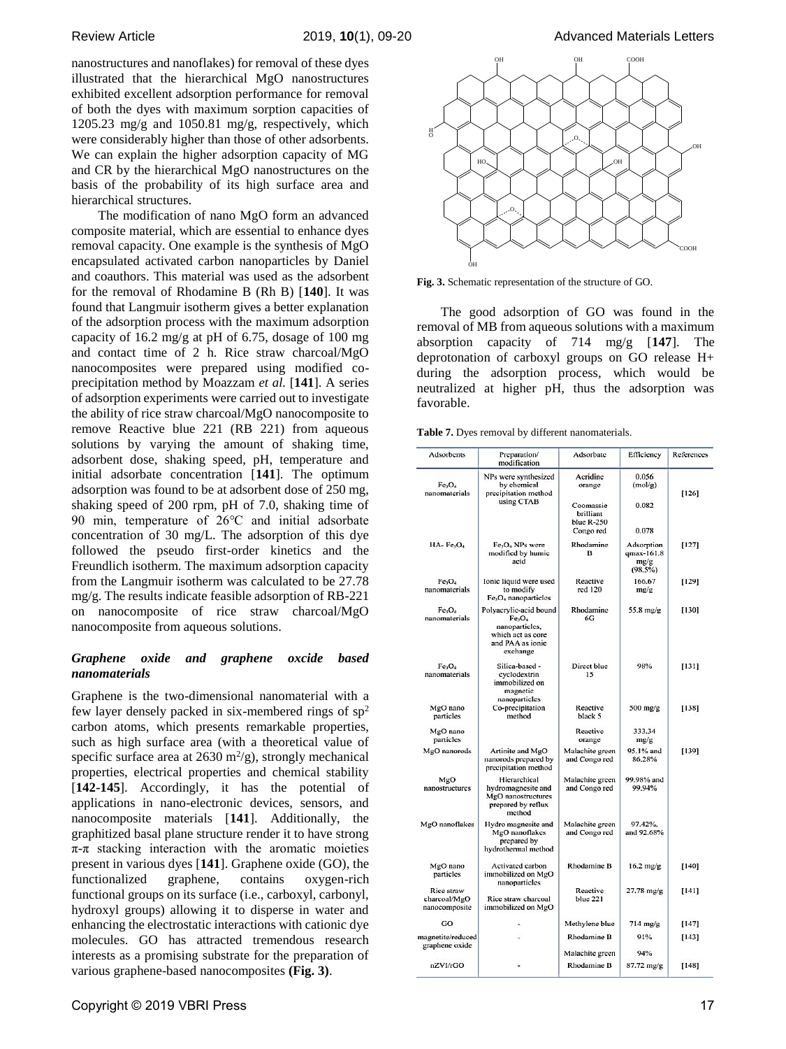nanostructures and nanoflakes) for removal of these dyes illustrated that the hierarchical MgO nanostructures exhibited excellent adsorption performance for removal of both the dyes with maximum sorption capacities of 1205.23 mg/g and 1050.81 mg/g, respectively, which were considerably higher than those of other adsorbents. We can explain the higher adsorption capacity of MG and CR by the hierarchical MgO nanostructures on the basis of the probability of its high surface area and hierarchical structures.

The modification of nano MgO form an advanced composite material, which are essential to enhance dyes removal capacity. One example is the synthesis of MgO encapsulated activated carbon nanoparticles by Daniel and coauthors. This material was used as the adsorbent for the removal of Rhodamine B (Rh B) [**140**]. It was found that Langmuir isotherm gives a better explanation of the adsorption process with the maximum adsorption capacity of 16.2 mg/g at pH of 6.75, dosage of 100 mg and contact time of 2 h. Rice straw charcoal/MgO nanocomposites were prepared using modified co-precipitation method by Moazzam *et al.* [**141**]. A series of adsorption experiments were carried out to investigate the ability of rice straw charcoal/MgO nanocomposite to remove Reactive blue 221 (RB 221) from aqueous solutions by varying the amount of shaking time, adsorbent dose, shaking speed, pH, temperature and initial adsorbate concentration [**141**]. The optimum adsorption was found to be at adsorbent dose of 250 mg, shaking speed of 200 rpm, pH of 7.0, shaking time of 90 min, temperature of 26°C and initial adsorbate concentration of 30 mg/L. The adsorption of this dye followed the pseudo first-order kinetics and the Freundlich isotherm. The maximum adsorption capacity from the Langmuir isotherm was calculated to be 27.78 mg/g. The results indicate feasible adsorption of RB-221 on nanocomposite of rice straw charcoal/MgO nanocomposite from aqueous solutions.

### *Graphene oxide and graphene oxcide based nanomaterials*

Graphene is the two-dimensional nanomaterial with a few layer densely packed in six-membered rings of $sp^2$ carbon atoms, which presents remarkable properties, such as high surface area (with a theoretical value of specific surface area at 2630 $m^2/g$), strongly mechanical properties, electrical properties and chemical stability [**142-145**]. Accordingly, it has the potential of applications in nano-electronic devices, sensors, and nanocomposite materials [**141**]. Additionally, the graphitized basal plane structure render it to have strong π-π stacking interaction with the aromatic moieties present in various dyes [**141**]. Graphene oxide (GO), the functionalized graphene, contains oxygen-rich functional groups on its surface (i.e., carboxyl, carbonyl, hydroxyl groups) allowing it to disperse in water and enhancing the electrostatic interactions with cationic dye molecules. GO has attracted tremendous research interests as a promising substrate for the preparation of various graphene-based nanocomposites **(Fig. 3)**.

**Fig. 3.** Schematic representation of the structure of GO.

The good adsorption of GO was found in the removal of MB from aqueous solutions with a maximum absorption capacity of 714 mg/g [**147**]. The deprotonation of carboxyl groups on GO release H+ during the adsorption process, which would be neutralized at higher pH, thus the adsorption was favorable.

**Table 7.** Dyes removal by different nanomaterials.

| Adsorbents | Preparation/ modification | Adsorbate | Efficiency | References |
|---|---|---|---|---|
| $Fe_3O_4$ nanomaterials | NPs were synthesized by chemical precipitation method using CTAB | Acridine orange | 0.056 (mol/g) | [126] |
| | | Coomassie brilliant blue R-250 | 0.082 | |
| | | Congo red | 0.078 | |
| HA- $Fe_3O_4$ | $Fe_3O_4$ NPs were modified by humic acid | Rhodamine B | Adsorption qmax-161.8 mg/g (98.5%) | [127] |
| $Fe_3O_4$ nanomaterials | Ionic liquid were used to modify $Fe_3O_4$ nanoparticles | Reactive red 120 | 166.67 mg/g | [129] |
| $Fe_3O_4$ nanomaterials | Polyacrylic-acid bound $Fe_3O_4$ nanoparticles, which act as core and PAA as ionic exchange | Rhodamine 6G | 55.8 mg/g | [130] |
| $Fe_3O_4$ nanomaterials | Silica-based - cyclodextrin immobilized on magnetic nanoparticles | Direct blue 15 | 98% | [131] |
| MgO nano particles | Co-precipitation method | Reactive black 5 | 500 mg/g | [138] |
| MgO nano particles | | Reactive orange | 333.34 mg/g | |
| MgO nanorods | Artinite and MgO nanorods prepared by precipitation method | Malachite green and Congo red | 95.1% and 86.28% | [139] |
| MgO nanostructures | Hierarchical hydromagnesite and MgO nanostructures prepared by reflux method | Malachite green and Congo red | 99.98% and 99.94% | |
| MgO nanoflakes | Hydro magnesite and MgO nanoflakes prepared by hydrothermal method | Malachite green and Congo red | 97.42%, and 92.68% | |
| MgO nano particles | Activated carbon immobilized on MgO nanoparticles | Rhodamine B | 16.2 mg/g | [140] |
| Rice straw charcoal/MgO nanocomposite | Rice straw charcoal immobilized on MgO | Reactive blue 221 | 27.78 mg/g | [141] |
| GO | - | Methylene blue | 714 mg/g | [147] |
| magnetite/reduced graphene oxide | - | Rhodamine B | 91% | [143] |
| | | Malachite green | 94% | |
| nZVI/rGO | - | Rhodamine B | 87.72 mg/g | [148] |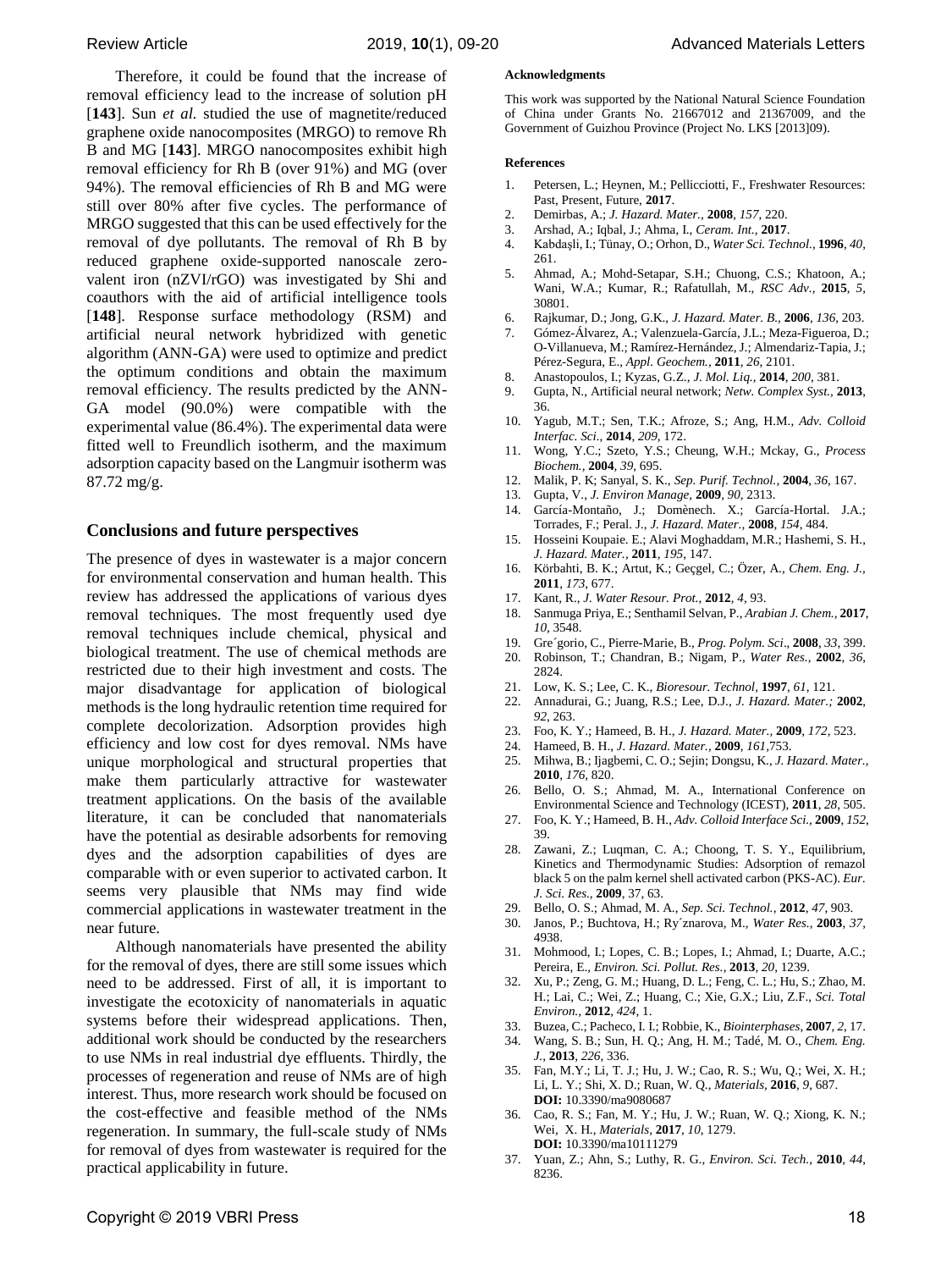Therefore, it could be found that the increase of removal efficiency lead to the increase of solution pH [**143**]. Sun *et al.* studied the use of magnetite/reduced graphene oxide nanocomposites (MRGO) to remove Rh B and MG [**143**]. MRGO nanocomposites exhibit high removal efficiency for Rh B (over 91%) and MG (over 94%). The removal efficiencies of Rh B and MG were still over 80% after five cycles. The performance of MRGO suggested that this can be used effectively for the removal of dye pollutants. The removal of Rh B by reduced graphene oxide-supported nanoscale zero-valent iron (nZVI/rGO) was investigated by Shi and coauthors with the aid of artificial intelligence tools [**148**]. Response surface methodology (RSM) and artificial neural network hybridized with genetic algorithm (ANN-GA) were used to optimize and predict the optimum conditions and obtain the maximum removal efficiency. The results predicted by the ANN-GA model (90.0%) were compatible with the experimental value (86.4%). The experimental data were fitted well to Freundlich isotherm, and the maximum adsorption capacity based on the Langmuir isotherm was 87.72 mg/g.

## Conclusions and future perspectives

The presence of dyes in wastewater is a major concern for environmental conservation and human health. This review has addressed the applications of various dyes removal techniques. The most frequently used dye removal techniques include chemical, physical and biological treatment. The use of chemical methods are restricted due to their high investment and costs. The major disadvantage for application of biological methods is the long hydraulic retention time required for complete decolorization. Adsorption provides high efficiency and low cost for dyes removal. NMs have unique morphological and structural properties that make them particularly attractive for wastewater treatment applications. On the basis of the available literature, it can be concluded that nanomaterials have the potential as desirable adsorbents for removing dyes and the adsorption capabilities of dyes are comparable with or even superior to activated carbon. It seems very plausible that NMs may find wide commercial applications in wastewater treatment in the near future.

Although nanomaterials have presented the ability for the removal of dyes, there are still some issues which need to be addressed. First of all, it is important to investigate the ecotoxicity of nanomaterials in aquatic systems before their widespread applications. Then, additional work should be conducted by the researchers to use NMs in real industrial dye effluents. Thirdly, the processes of regeneration and reuse of NMs are of high interest. Thus, more research work should be focused on the cost-effective and feasible method of the NMs regeneration. In summary, the full-scale study of NMs for removal of dyes from wastewater is required for the practical applicability in future.

#### Acknowledgments

This work was supported by the National Natural Science Foundation of China under Grants No. 21667012 and 21367009, and the Government of Guizhou Province (Project No. LKS [2013]09).

#### References

1. Petersen, L.; Heynen, M.; Pellicciotti, F., Freshwater Resources: Past, Present, Future, **2017**.
2. Demirbas, A.; *J. Hazard. Mater.*, **2008**, *157*, 220.
3. Arshad, A.; Iqbal, J.; Ahma, I., *Ceram. Int.*, **2017**.
4. Kabdaşli, I.; Tünay, O.; Orhon, D., *Water Sci. Technol.*, **1996**, *40*, 261.
5. Ahmad, A.; Mohd-Setapar, S.H.; Chuong, C.S.; Khatoon, A.; Wani, W.A.; Kumar, R.; Rafatullah, M., *RSC Adv.*, **2015**, *5*, 30801.
6. Rajkumar, D.; Jong, G.K., *J. Hazard. Mater. B.*, **2006**, *136*, 203.
7. Gómez-Álvarez, A.; Valenzuela-García, J.L.; Meza-Figueroa, D.; O-Villanueva, M.; Ramírez-Hernández, J.; Almendariz-Tapia, J.; Pérez-Segura, E., *Appl. Geochem.*, **2011**, *26*, 2101.
8. Anastopoulos, I.; Kyzas, G.Z., *J. Mol. Liq.*, **2014**, *200*, 381.
9. Gupta, N., Artificial neural network; *Netw. Complex Syst.*, **2013**, 36.
10. Yagub, M.T.; Sen, T.K.; Afroze, S.; Ang, H.M., *Adv. Colloid Interfac. Sci.*, **2014**, *209*, 172.
11. Wong, Y.C.; Szeto, Y.S.; Cheung, W.H.; Mckay, G., *Process Biochem.*, **2004**, *39*, 695.
12. Malik, P. K; Sanyal, S. K., *Sep. Purif. Technol.*, **2004**, *36*, 167.
13. Gupta, V., *J. Environ Manage*, **2009**, *90*, 2313.
14. García-Montaño, J.; Domènech. X.; García-Hortal. J.A.; Torrades, F.; Peral. J., *J. Hazard. Mater.*, **2008**, *154*, 484.
15. Hosseini Koupaie. E.; Alavi Moghaddam, M.R.; Hashemi, S. H., *J. Hazard. Mater.*, **2011**, *195*, 147.
16. Körbahti, B. K.; Artut, K.; Geçgel, C.; Özer, A., *Chem. Eng. J.*, **2011**, *173*, 677.
17. Kant, R., *J. Water Resour. Prot.*, **2012**, *4*, 93.
18. Sanmuga Priya, E.; Senthamil Selvan, P., *Arabian J. Chem.*, **2017**, *10*, 3548.
19. Gre´gorio, C., Pierre-Marie, B., *Prog. Polym. Sci*., **2008**, *33*, 399.
20. Robinson, T.; Chandran, B.; Nigam, P., *Water Res.*, **2002**, *36*, 2824.
21. Low, K. S.; Lee, C. K., *Bioresour. Technol*, **1997**, *61*, 121.
22. Annadurai, G.; Juang, R.S.; Lee, D.J., *J. Hazard. Mater.;* **2002**, *92*, 263.
23. Foo, K. Y.; Hameed, B. H., *J. Hazard. Mater.*, **2009**, *172*, 523.
24. Hameed, B. H., *J. Hazard. Mater.*, **2009**, *161*,753.
25. Mihwa, B.; Ijagbemi, C. O.; Sejin; Dongsu, K., *J. Hazard. Mater.*, **2010**, *176*, 820.
26. Bello, O. S.; Ahmad, M. A., International Conference on Environmental Science and Technology (ICEST), **2011**, *28*, 505.
27. Foo, K. Y.; Hameed, B. H., *Adv. Colloid Interface Sci.*, **2009**, *152*, 39.
28. Zawani, Z.; Luqman, C. A.; Choong, T. S. Y., Equilibrium, Kinetics and Thermodynamic Studies: Adsorption of remazol black 5 on the palm kernel shell activated carbon (PKS-AC). *Eur. J. Sci. Res.*, **2009**, 37, 63.
29. Bello, O. S.; Ahmad, M. A., *Sep. Sci. Technol.*, **2012**, *47*, 903.
30. Janos, P.; Buchtova, H.; Ry´znarova, M., *Water Res.*, **2003**, *37*, 4938.
31. Mohmood, I.; Lopes, C. B.; Lopes, I.; Ahmad, I.; Duarte, A.C.; Pereira, E., *Environ. Sci. Pollut. Res.*, **2013**, *20*, 1239.
32. Xu, P.; Zeng, G. M.; Huang, D. L.; Feng, C. L.; Hu, S.; Zhao, M. H.; Lai, C.; Wei, Z.; Huang, C.; Xie, G.X.; Liu, Z.F., *Sci. Total Environ.*, **2012**, *424*, 1.
33. Buzea, C.; Pacheco, I. I.; Robbie, K., *Biointerphases*, **2007**, *2*, 17.
34. Wang, S. B.; Sun, H. Q.; Ang, H. M.; Tadé, M. O., *Chem. Eng. J.*, **2013**, *226*, 336.
35. Fan, M.Y.; Li, T. J.; Hu, J. W.; Cao, R. S.; Wu, Q.; Wei, X. H.; Li, L. Y.; Shi, X. D.; Ruan, W. Q., *Materials*, **2016**, *9*, 687. **DOI:** 10.3390/ma9080687
36. Cao, R. S.; Fan, M. Y.; Hu, J. W.; Ruan, W. Q.; Xiong, K. N.; Wei, X. H., *Materials*, **2017**, *10*, 1279. **DOI:** 10.3390/ma10111279
37. Yuan, Z.; Ahn, S.; Luthy, R. G., *Environ. Sci. Tech.*, **2010**, *44*, 8236.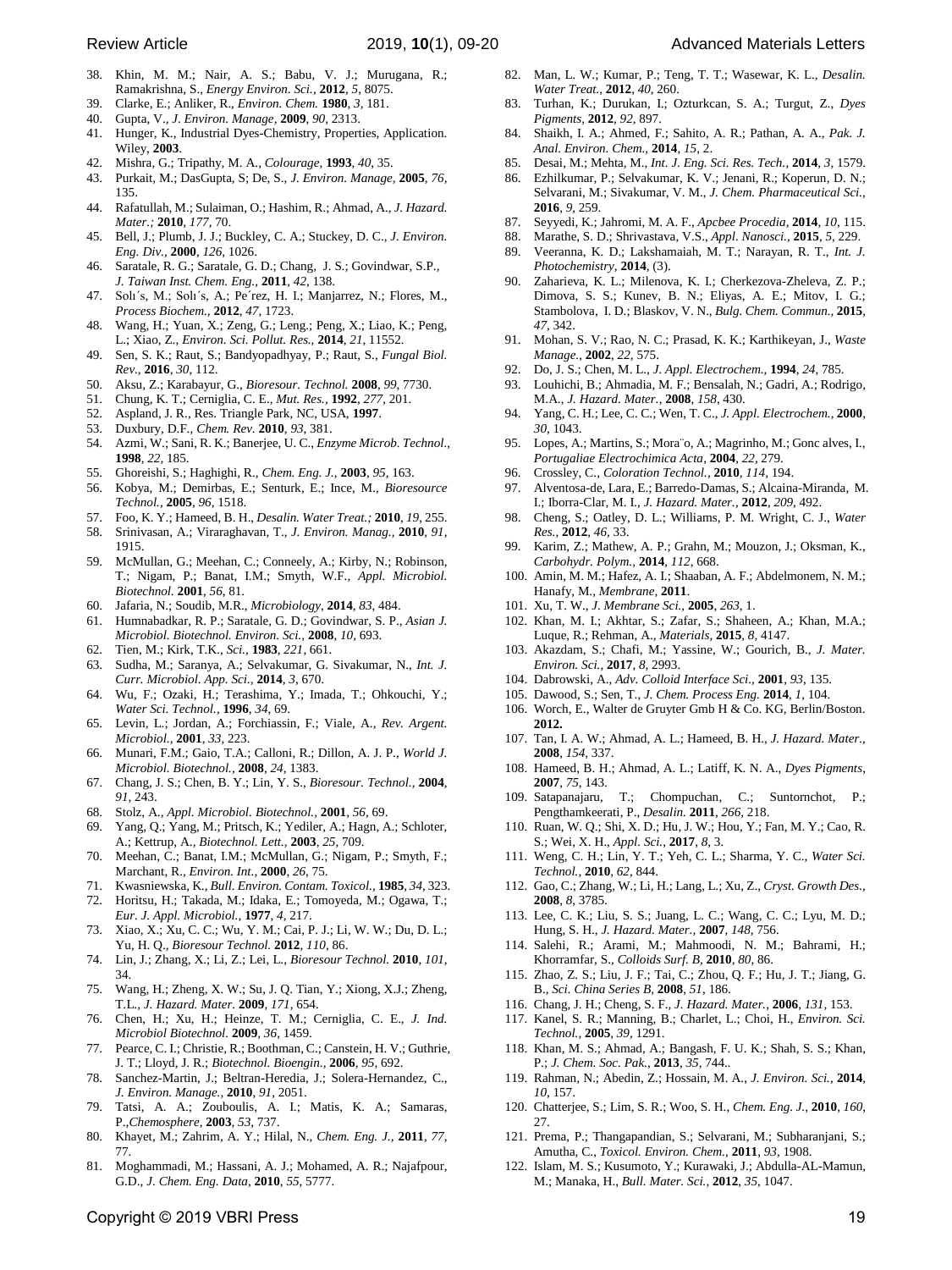38. Khin, M. M.; Nair, A. S.; Babu, V. J.; Murugana, R.; Ramakrishna, S., *Energy Environ. Sci.*, **2012**, *5*, 8075.
39. Clarke, E.; Anliker, R., *Environ. Chem.* **1980**, *3*, 181.
40. Gupta, V., *J. Environ. Manage*, **2009**, *90*, 2313.
41. Hunger, K., Industrial Dyes-Chemistry, Properties, Application. Wiley, **2003**.
42. Mishra, G.; Tripathy, M. A., *Colourage*, **1993**, *40*, 35.
43. Purkait, M.; DasGupta, S; De, S., *J. Environ. Manage*, **2005**, *76*, 135.
44. Rafatullah, M.; Sulaiman, O.; Hashim, R.; Ahmad, A., *J. Hazard. Mater.;* **2010**, *177*, 70.
45. Bell, J.; Plumb, J. J.; Buckley, C. A.; Stuckey, D. C., *J. Environ. Eng. Div.*, **2000**, *126*, 1026.
46. Saratale, R. G.; Saratale, G. D.; Chang, J. S.; Govindwar, S.P., *J. Taiwan Inst. Chem. Eng.*, **2011**, *42*, 138.
47. Solı´s, M.; Solı´s, A.; Pe´rez, H. I.; Manjarrez, N.; Flores, M., *Process Biochem.*, **2012**, *47*, 1723.
48. Wang, H.; Yuan, X.; Zeng, G.; Leng.; Peng, X.; Liao, K.; Peng, L.; Xiao, Z., *Environ. Sci. Pollut. Res.*, **2014**, *21*, 11552.
49. Sen, S. K.; Raut, S.; Bandyopadhyay, P.; Raut, S., *Fungal Biol. Rev.*, **2016**, *30*, 112.
50. Aksu, Z.; Karabayur, G., *Bioresour. Technol.* **2008**, *99*, 7730.
51. Chung, K. T.; Cerniglia, C. E., *Mut. Res.*, **1992**, *277*, 201.
52. Aspland, J. R., Res. Triangle Park, NC, USA, **1997**.
53. Duxbury, D.F., *Chem. Rev.* **2010**, *93*, 381.
54. Azmi, W.; Sani, R. K.; Banerjee, U. C., *Enzyme Microb. Technol.*, **1998**, *22*, 185.
55. Ghoreishi, S.; Haghighi, R., *Chem. Eng. J.*, **2003**, *95*, 163.
56. Kobya, M.; Demirbas, E.; Senturk, E.; Ince, M., *Bioresource Technol.*, **2005**, *96*, 1518.
57. Foo, K. Y.; Hameed, B. H., *Desalin. Water Treat.;* **2010**, *19*, 255.
58. Srinivasan, A.; Viraraghavan, T., *J. Environ. Manag.*, **2010**, *91*, 1915.
59. McMullan, G.; Meehan, C.; Conneely, A.; Kirby, N.; Robinson, T.; Nigam, P.; Banat, I.M.; Smyth, W.F., *Appl. Microbiol. Biotechnol.* **2001**, *56*, 81.
60. Jafaria, N.; Soudib, M.R., *Microbiology*, **2014**, *83*, 484.
61. Humnabadkar, R. P.; Saratale, G. D.; Govindwar, S. P., *Asian J. Microbiol. Biotechnol. Environ. Sci.*, **2008**, *10*, 693.
62. Tien, M.; Kirk, T.K., *Sci.*, **1983**, *221*, 661.
63. Sudha, M.; Saranya, A.; Selvakumar, G. Sivakumar, N., *Int. J. Curr. Microbiol. App. Sci.*, **2014**, *3*, 670.
64. Wu, F.; Ozaki, H.; Terashima, Y.; Imada, T.; Ohkouchi, Y.; *Water Sci. Technol.*, **1996**, *34*, 69.
65. Levin, L.; Jordan, A.; Forchiassin, F.; Viale, A., *Rev. Argent. Microbiol.*, **2001**, *33*, 223.
66. Munari, F.M.; Gaio, T.A.; Calloni, R.; Dillon, A. J. P., *World J. Microbiol. Biotechnol.*, **2008**, *24*, 1383.
67. Chang, J. S.; Chen, B. Y.; Lin, Y. S., *Bioresour. Technol.*, **2004**, *91*, 243.
68. Stolz, A., *Appl. Microbiol. Biotechnol.*, **2001**, *56*, 69.
69. Yang, Q.; Yang, M.; Pritsch, K.; Yediler, A.; Hagn, A.; Schloter, A.; Kettrup, A., *Biotechnol. Lett.*, **2003**, *25*, 709.
70. Meehan, C.; Banat, I.M.; McMullan, G.; Nigam, P.; Smyth, F.; Marchant, R., *Environ. Int.*, **2000**, *26*, 75.
71. Kwasniewska, K., *Bull. Environ. Contam. Toxicol.*, **1985**, *34*, 323.
72. Horitsu, H.; Takada, M.; Idaka, E.; Tomoyeda, M.; Ogawa, T.; *Eur. J. Appl. Microbiol.*, **1977**, *4*, 217.
73. Xiao, X.; Xu, C. C.; Wu, Y. M.; Cai, P. J.; Li, W. W.; Du, D. L.; Yu, H. Q., *Bioresour Technol.* **2012**, *110*, 86.
74. Lin, J.; Zhang, X.; Li, Z.; Lei, L., *Bioresour Technol.* **2010**, *101*, 34.
75. Wang, H.; Zheng, X. W.; Su, J. Q. Tian, Y.; Xiong, X.J.; Zheng, T.L., *J. Hazard. Mater.* **2009**, *171*, 654.
76. Chen, H.; Xu, H.; Heinze, T. M.; Cerniglia, C. E., *J. Ind. Microbiol Biotechnol.* **2009**, *36*, 1459.
77. Pearce, C. I.; Christie, R.; Boothman, C.; Canstein, H. V.; Guthrie, J. T.; Lloyd, J. R.; *Biotechnol. Bioengin.*, **2006**, *95*, 692.
78. Sanchez-Martin, J.; Beltran-Heredia, J.; Solera-Hernandez, C., *J. Environ. Manage.*, **2010**, *91*, 2051.
79. Tatsi, A. A.; Zouboulis, A. I.; Matis, K. A.; Samaras, P.,*Chemosphere*, **2003**, *53*, 737.
80. Khayet, M.; Zahrim, A. Y.; Hilal, N., *Chem. Eng. J.*, **2011**, *77*, 77.
81. Moghammadi, M.; Hassani, A. J.; Mohamed, A. R.; Najafpour, G.D., *J. Chem. Eng. Data*, **2010**, *55*, 5777.
82. Man, L. W.; Kumar, P.; Teng, T. T.; Wasewar, K. L., *Desalin. Water Treat.*, **2012**, *40*, 260.
83. Turhan, K.; Durukan, I.; Ozturkcan, S. A.; Turgut, Z., *Dyes Pigments*, **2012**, *92*, 897.
84. Shaikh, I. A.; Ahmed, F.; Sahito, A. R.; Pathan, A. A., *Pak. J. Anal. Environ. Chem.*, **2014**, *15*, 2.
85. Desai, M.; Mehta, M., *Int. J. Eng. Sci. Res. Tech.*, **2014**, *3*, 1579.
86. Ezhilkumar, P.; Selvakumar, K. V.; Jenani, R.; Koperun, D. N.; Selvarani, M.; Sivakumar, V. M., *J. Chem. Pharmaceutical Sci.*, **2016**, *9*, 259.
87. Seyyedi, K.; Jahromi, M. A. F., *Apcbee Procedia*, **2014**, *10*, 115.
88. Marathe, S. D.; Shrivastava, V.S., *Appl. Nanosci.*, **2015**, *5*, 229.
89. Veeranna, K. D.; Lakshamaiah, M. T.; Narayan, R. T., *Int. J. Photochemistry*, **2014**, (3).
90. Zaharieva, K. L.; Milenova, K. I.; Cherkezova-Zheleva, Z. P.; Dimova, S. S.; Kunev, B. N.; Eliyas, A. E.; Mitov, I. G.; Stambolova, I. D.; Blaskov, V. N., *Bulg. Chem. Commun.*, **2015**, *47*, 342.
91. Mohan, S. V.; Rao, N. C.; Prasad, K. K.; Karthikeyan, J., *Waste Manage.*, **2002**, *22*, 575.
92. Do, J. S.; Chen, M. L., *J. Appl. Electrochem.*, **1994**, *24*, 785.
93. Louhichi, B.; Ahmadia, M. F.; Bensalah, N.; Gadri, A.; Rodrigo, M.A., *J. Hazard. Mater.*, **2008**, *158*, 430.
94. Yang, C. H.; Lee, C. C.; Wen, T. C., *J. Appl. Electrochem.*, **2000**, *30*, 1043.
95. Lopes, A.; Martins, S.; Mora¨o, A.; Magrinho, M.; Gonc alves, I., *Portugaliae Electrochimica Acta*, **2004**, *22*, 279.
96. Crossley, C., *Coloration Technol.*, **2010**, *114*, 194.
97. Alventosa-de, Lara, E.; Barredo-Damas, S.; Alcaina-Miranda, M. I.; Iborra-Clar, M. I., *J. Hazard. Mater.*, **2012**, *209*, 492.
98. Cheng, S.; Oatley, D. L.; Williams, P. M. Wright, C. J., *Water Res.*, **2012**, *46*, 33.
99. Karim, Z.; Mathew, A. P.; Grahn, M.; Mouzon, J.; Oksman, K., *Carbohydr. Polym.*, **2014**, *112*, 668.
100. Amin, M. M.; Hafez, A. I.; Shaaban, A. F.; Abdelmonem, N. M.; Hanafy, M., *Membrane*, **2011**.
101. Xu, T. W., *J. Membrane Sci.*, **2005**, *263*, 1.
102. Khan, M. I.; Akhtar, S.; Zafar, S.; Shaheen, A.; Khan, M.A.; Luque, R.; Rehman, A., *Materials*, **2015**, *8*, 4147.
103. Akazdam, S.; Chafi, M.; Yassine, W.; Gourich, B., *J. Mater. Environ. Sci.*, **2017**, *8*, 2993.
104. Dabrowski, A., *Adv. Colloid Interface Sci.*, **2001**, *93*, 135.
105. Dawood, S.; Sen, T., *J. Chem. Process Eng.* **2014**, *1*, 104.
106. Worch, E., Walter de Gruyter Gmb H & Co. KG, Berlin/Boston. **2012.**
107. Tan, I. A. W.; Ahmad, A. L.; Hameed, B. H., *J. Hazard. Mater.*, **2008**, *154*, 337.
108. Hameed, B. H.; Ahmad, A. L.; Latiff, K. N. A., *Dyes Pigments*, **2007**, *75*, 143.
109. Satapanajaru, T.; Chompuchan, C.; Suntornchot, P.; Pengthamkeerati, P., *Desalin.* **2011**, *266*, 218.
110. Ruan, W. Q.; Shi, X. D.; Hu, J. W.; Hou, Y.; Fan, M. Y.; Cao, R. S.; Wei, X. H., *Appl. Sci.*, **2017**, *8*, 3.
111. Weng, C. H.; Lin, Y. T.; Yeh, C. L.; Sharma, Y. C., *Water Sci. Technol.*, **2010**, *62*, 844.
112. Gao, C.; Zhang, W.; Li, H.; Lang, L.; Xu, Z., *Cryst. Growth Des.*, **2008**, *8*, 3785.
113. Lee, C. K.; Liu, S. S.; Juang, L. C.; Wang, C. C.; Lyu, M. D.; Hung, S. H., *J. Hazard. Mater.*, **2007**, *148*, 756.
114. Salehi, R.; Arami, M.; Mahmoodi, N. M.; Bahrami, H.; Khorramfar, S., *Colloids Surf. B*, **2010**, *80*, 86.
115. Zhao, Z. S.; Liu, J. F.; Tai, C.; Zhou, Q. F.; Hu, J. T.; Jiang, G. B., *Sci. China Series B*, **2008**, *51*, 186.
116. Chang, J. H.; Cheng, S. F., *J. Hazard. Mater.*, **2006**, *131*, 153.
117. Kanel, S. R.; Manning, B.; Charlet, L.; Choi, H., *Environ. Sci. Technol.*, **2005**, *39*, 1291.
118. Khan, M. S.; Ahmad, A.; Bangash, F. U. K.; Shah, S. S.; Khan, P.; *J. Chem. Soc. Pak.*, **2013**, *35*, 744..
119. Rahman, N.; Abedin, Z.; Hossain, M. A., *J. Environ. Sci.*, **2014**, *10*, 157.
120. Chatterjee, S.; Lim, S. R.; Woo, S. H., *Chem. Eng. J.*, **2010**, *160*, 27.
121. Prema, P.; Thangapandian, S.; Selvarani, M.; Subharanjani, S.; Amutha, C., *Toxicol. Environ. Chem.*, **2011**, *93*, 1908.
122. Islam, M. S.; Kusumoto, Y.; Kurawaki, J.; Abdulla-AL-Mamun, M.; Manaka, H., *Bull. Mater. Sci.*, **2012**, *35*, 1047.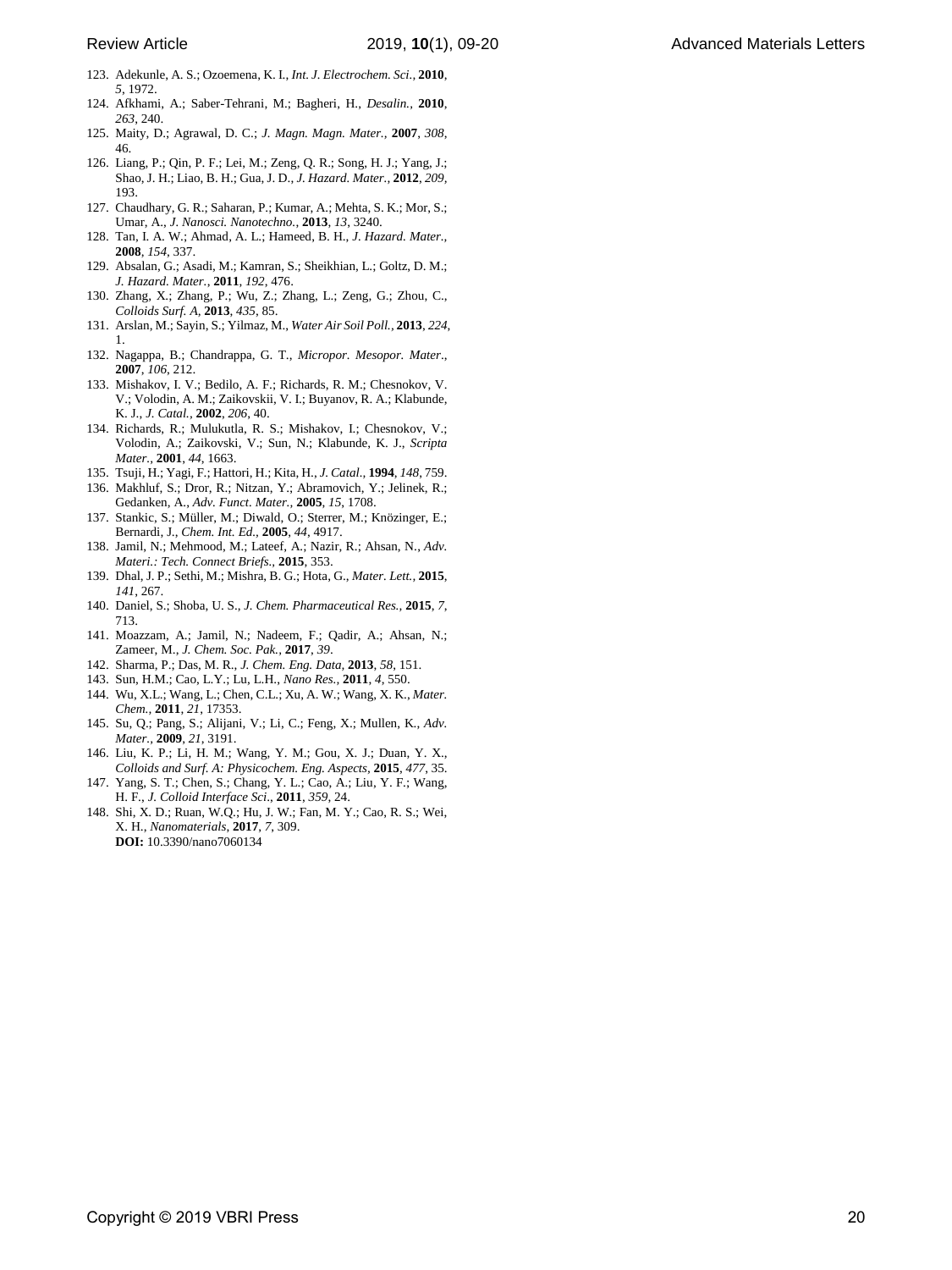123. Adekunle, A. S.; Ozoemena, K. I., *Int. J. Electrochem. Sci.*, **2010**, *5*, 1972.
124. Afkhami, A.; Saber-Tehrani, M.; Bagheri, H., *Desalin.*, **2010**, *263*, 240.
125. Maity, D.; Agrawal, D. C.; *J. Magn. Magn. Mater.,* **2007**, *308*, 46.
126. Liang, P.; Qin, P. F.; Lei, M.; Zeng, Q. R.; Song, H. J.; Yang, J.; Shao, J. H.; Liao, B. H.; Gua, J. D., *J. Hazard. Mater.,* **2012**, *209*, 193.
127. Chaudhary, G. R.; Saharan, P.; Kumar, A.; Mehta, S. K.; Mor, S.; Umar, A., *J. Nanosci. Nanotechno.*, **2013**, *13*, 3240.
128. Tan, I. A. W.; Ahmad, A. L.; Hameed, B. H., *J. Hazard. Mater.*, **2008**, *154*, 337.
129. Absalan, G.; Asadi, M.; Kamran, S.; Sheikhian, L.; Goltz, D. M.; *J. Hazard. Mater.*, **2011**, *192*, 476.
130. Zhang, X.; Zhang, P.; Wu, Z.; Zhang, L.; Zeng, G.; Zhou, C., *Colloids Surf. A*, **2013**, *435*, 85.
131. Arslan, M.; Sayin, S.; Yilmaz, M., *Water Air Soil Poll.*, **2013**, *224*, 1.
132. Nagappa, B.; Chandrappa, G. T., *Micropor. Mesopor. Mater*., **2007**, *106*, 212.
133. Mishakov, I. V.; Bedilo, A. F.; Richards, R. M.; Chesnokov, V. V.; Volodin, A. M.; Zaikovskii, V. I.; Buyanov, R. A.; Klabunde, K. J., *J. Catal.*, **2002**, *206*, 40.
134. Richards, R.; Mulukutla, R. S.; Mishakov, I.; Chesnokov, V.; Volodin, A.; Zaikovski, V.; Sun, N.; Klabunde, K. J., *Scripta Mater.*, **2001**, *44*, 1663.
135. Tsuji, H.; Yagi, F.; Hattori, H.; Kita, H., *J. Catal.*, **1994**, *148*, 759.
136. Makhluf, S.; Dror, R.; Nitzan, Y.; Abramovich, Y.; Jelinek, R.; Gedanken, A., *Adv. Funct. Mater.*, **2005**, *15*, 1708.
137. Stankic, S.; Müller, M.; Diwald, O.; Sterrer, M.; Knözinger, E.; Bernardi, J., *Chem. Int. Ed.*, **2005**, *44*, 4917.
138. Jamil, N.; Mehmood, M.; Lateef, A.; Nazir, R.; Ahsan, N., *Adv. Materi.: Tech. Connect Briefs.*, **2015**, 353.
139. Dhal, J. P.; Sethi, M.; Mishra, B. G.; Hota, G., *Mater. Lett.*, **2015**, *141*, 267.
140. Daniel, S.; Shoba, U. S., *J. Chem. Pharmaceutical Res.*, **2015**, *7*, 713.
141. Moazzam, A.; Jamil, N.; Nadeem, F.; Qadir, A.; Ahsan, N.; Zameer, M., *J. Chem. Soc. Pak.*, **2017**, *39*.
142. Sharma, P.; Das, M. R., *J. Chem. Eng. Data*, **2013**, *58*, 151.
143. Sun, H.M.; Cao, L.Y.; Lu, L.H., *Nano Res.*, **2011**, *4*, 550.
144. Wu, X.L.; Wang, L.; Chen, C.L.; Xu, A. W.; Wang, X. K., *Mater. Chem.*, **2011**, *21*, 17353.
145. Su, Q.; Pang, S.; Alijani, V.; Li, C.; Feng, X.; Mullen, K., *Adv. Mater.*, **2009**, *21*, 3191.
146. Liu, K. P.; Li, H. M.; Wang, Y. M.; Gou, X. J.; Duan, Y. X., *Colloids and Surf. A: Physicochem. Eng. Aspects*, **2015**, *477*, 35.
147. Yang, S. T.; Chen, S.; Chang, Y. L.; Cao, A.; Liu, Y. F.; Wang, H. F., *J. Colloid Interface Sci.*, **2011**, *359*, 24.
148. Shi, X. D.; Ruan, W.Q.; Hu, J. W.; Fan, M. Y.; Cao, R. S.; Wei, X. H., *Nanomaterials*, **2017**, *7*, 309.
    **DOI:** 10.3390/nano7060134